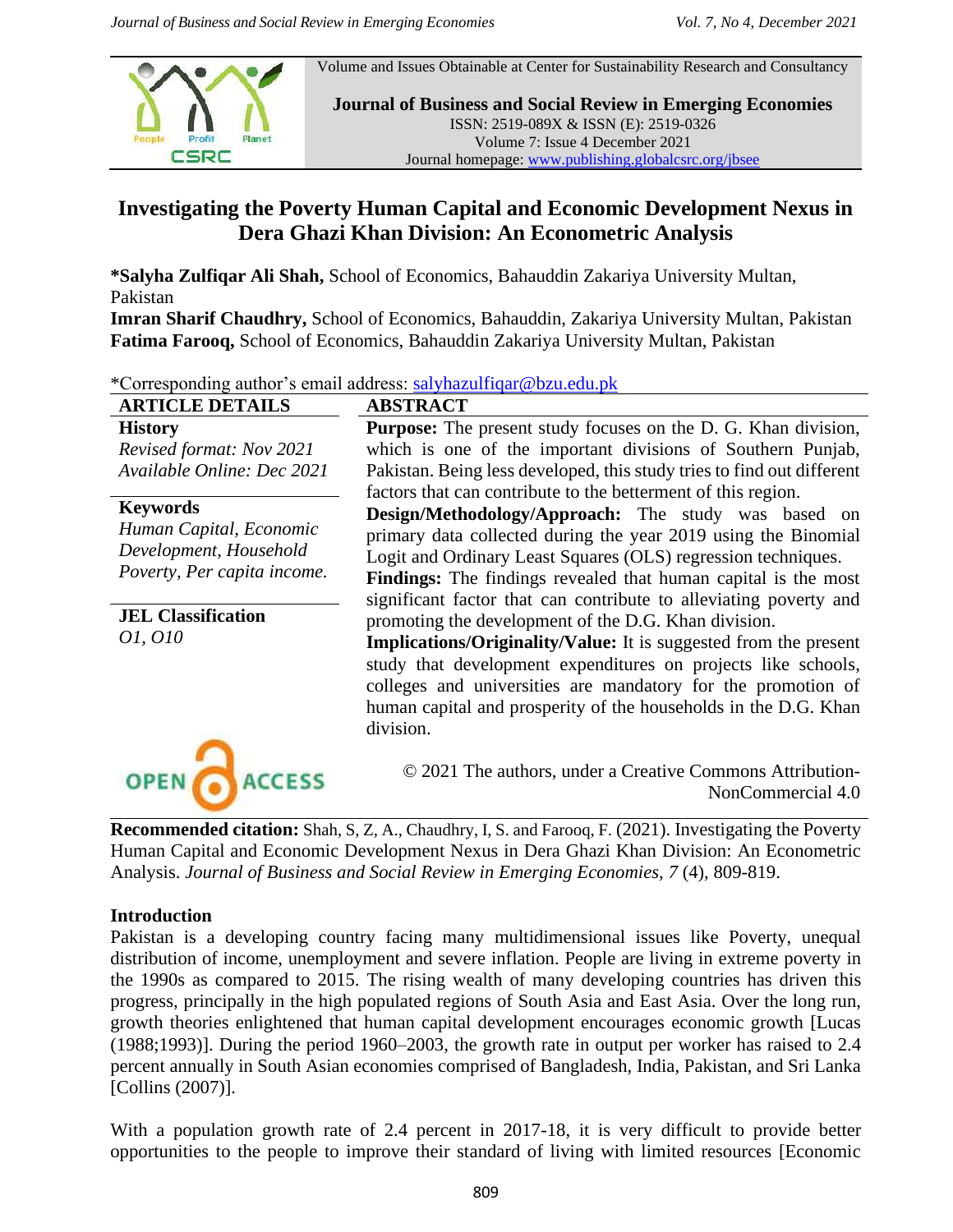Volume and Issues Obtainable at Center for Sustainability Research and Consultancy

**Journal of Business and Social Review in Emerging Economies**
ISSN: 2519-089X & ISSN (E): 2519-0326
Volume 7: Issue 4 December 2021
Journal homepage: www.publishing.globalcsrc.org/jbsee

# Investigating the Poverty Human Capital and Economic Development Nexus in Dera Ghazi Khan Division: An Econometric Analysis

**\*Salyha Zulfiqar Ali Shah,** School of Economics, Bahauddin Zakariya University Multan, Pakistan
**Imran Sharif Chaudhry,** School of Economics, Bahauddin, Zakariya University Multan, Pakistan
**Fatima Farooq,** School of Economics, Bahauddin Zakariya University Multan, Pakistan

*Corresponding author's email address: salyhazulfiqar@bzu.edu.pk

**ARTICLE DETAILS**

**History**
*Revised format: Nov 2021*
*Available Online: Dec 2021*

**Keywords**
*Human Capital, Economic Development, Household Poverty, Per capita income.*

**JEL Classification**
*O1, O10*

**ABSTRACT**

**Purpose:** The present study focuses on the D. G. Khan division, which is one of the important divisions of Southern Punjab, Pakistan. Being less developed, this study tries to find out different factors that can contribute to the betterment of this region.

**Design/Methodology/Approach:** The study was based on primary data collected during the year 2019 using the Binomial Logit and Ordinary Least Squares (OLS) regression techniques.

**Findings:** The findings revealed that human capital is the most significant factor that can contribute to alleviating poverty and promoting the development of the D.G. Khan division.

**Implications/Originality/Value:** It is suggested from the present study that development expenditures on projects like schools, colleges and universities are mandatory for the promotion of human capital and prosperity of the households in the D.G. Khan division.

OPEN ACCESS

© 2021 The authors, under a Creative Commons Attribution-NonCommercial 4.0

**Recommended citation:** Shah, S, Z, A., Chaudhry, I, S. and Farooq, F. (2021). Investigating the Poverty Human Capital and Economic Development Nexus in Dera Ghazi Khan Division: An Econometric Analysis. *Journal of Business and Social Review in Emerging Economies, 7* (4), 809-819.

## Introduction

Pakistan is a developing country facing many multidimensional issues like Poverty, unequal distribution of income, unemployment and severe inflation. People are living in extreme poverty in the 1990s as compared to 2015. The rising wealth of many developing countries has driven this progress, principally in the high populated regions of South Asia and East Asia. Over the long run, growth theories enlightened that human capital development encourages economic growth [Lucas (1988;1993)]. During the period 1960–2003, the growth rate in output per worker has raised to 2.4 percent annually in South Asian economies comprised of Bangladesh, India, Pakistan, and Sri Lanka [Collins (2007)].

With a population growth rate of 2.4 percent in 2017-18, it is very difficult to provide better opportunities to the people to improve their standard of living with limited resources [Economic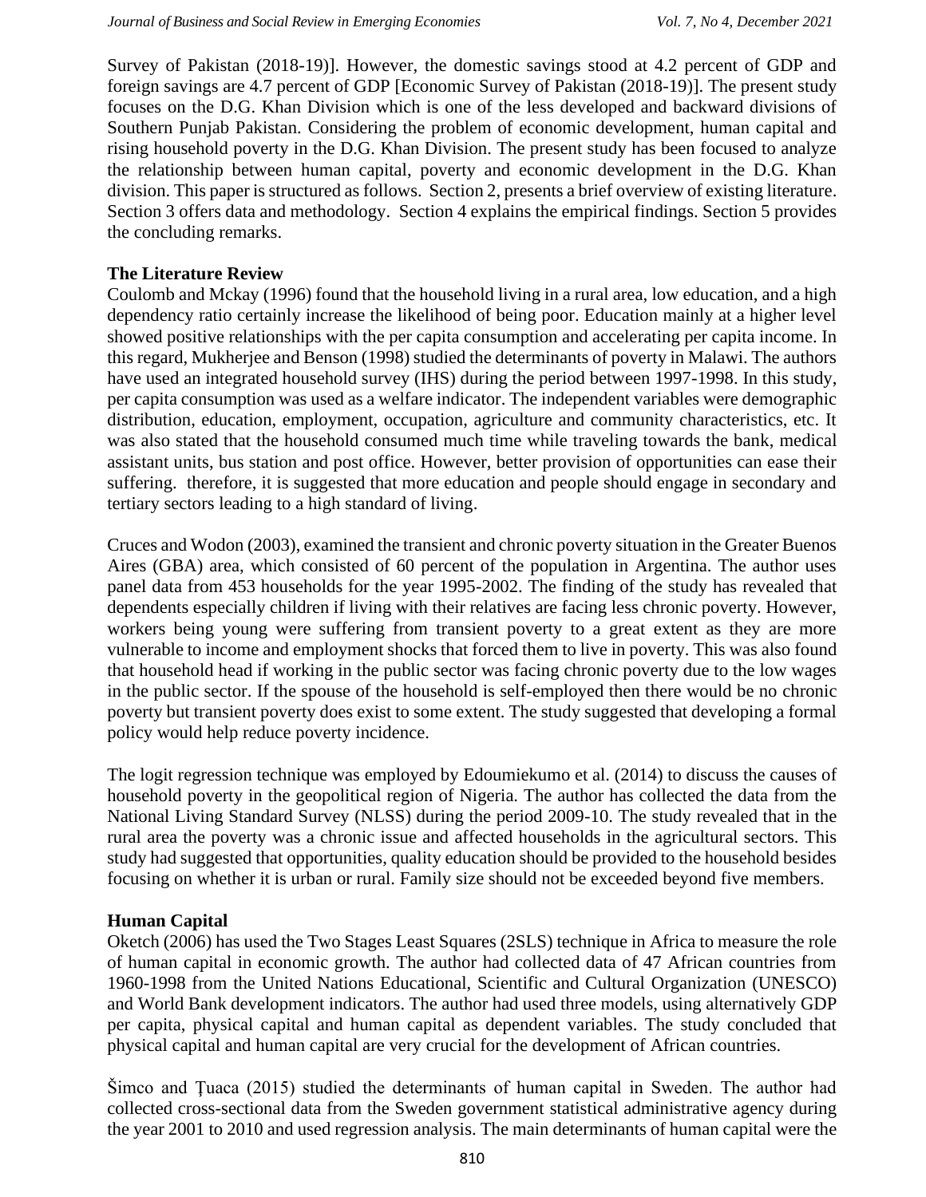Survey of Pakistan (2018-19)]. However, the domestic savings stood at 4.2 percent of GDP and foreign savings are 4.7 percent of GDP [Economic Survey of Pakistan (2018-19)]. The present study focuses on the D.G. Khan Division which is one of the less developed and backward divisions of Southern Punjab Pakistan. Considering the problem of economic development, human capital and rising household poverty in the D.G. Khan Division. The present study has been focused to analyze the relationship between human capital, poverty and economic development in the D.G. Khan division. This paper is structured as follows. Section 2, presents a brief overview of existing literature. Section 3 offers data and methodology. Section 4 explains the empirical findings. Section 5 provides the concluding remarks.

## The Literature Review

Coulomb and Mckay (1996) found that the household living in a rural area, low education, and a high dependency ratio certainly increase the likelihood of being poor. Education mainly at a higher level showed positive relationships with the per capita consumption and accelerating per capita income. In this regard, Mukherjee and Benson (1998) studied the determinants of poverty in Malawi. The authors have used an integrated household survey (IHS) during the period between 1997-1998. In this study, per capita consumption was used as a welfare indicator. The independent variables were demographic distribution, education, employment, occupation, agriculture and community characteristics, etc. It was also stated that the household consumed much time while traveling towards the bank, medical assistant units, bus station and post office. However, better provision of opportunities can ease their suffering. therefore, it is suggested that more education and people should engage in secondary and tertiary sectors leading to a high standard of living.

Cruces and Wodon (2003), examined the transient and chronic poverty situation in the Greater Buenos Aires (GBA) area, which consisted of 60 percent of the population in Argentina. The author uses panel data from 453 households for the year 1995-2002. The finding of the study has revealed that dependents especially children if living with their relatives are facing less chronic poverty. However, workers being young were suffering from transient poverty to a great extent as they are more vulnerable to income and employment shocks that forced them to live in poverty. This was also found that household head if working in the public sector was facing chronic poverty due to the low wages in the public sector. If the spouse of the household is self-employed then there would be no chronic poverty but transient poverty does exist to some extent. The study suggested that developing a formal policy would help reduce poverty incidence.

The logit regression technique was employed by Edoumiekumo et al. (2014) to discuss the causes of household poverty in the geopolitical region of Nigeria. The author has collected the data from the National Living Standard Survey (NLSS) during the period 2009-10. The study revealed that in the rural area the poverty was a chronic issue and affected households in the agricultural sectors. This study had suggested that opportunities, quality education should be provided to the household besides focusing on whether it is urban or rural. Family size should not be exceeded beyond five members.

## Human Capital

Oketch (2006) has used the Two Stages Least Squares (2SLS) technique in Africa to measure the role of human capital in economic growth. The author had collected data of 47 African countries from 1960-1998 from the United Nations Educational, Scientific and Cultural Organization (UNESCO) and World Bank development indicators. The author had used three models, using alternatively GDP per capita, physical capital and human capital as dependent variables. The study concluded that physical capital and human capital are very crucial for the development of African countries.

Šimco and Ţuaca (2015) studied the determinants of human capital in Sweden. The author had collected cross-sectional data from the Sweden government statistical administrative agency during the year 2001 to 2010 and used regression analysis. The main determinants of human capital were the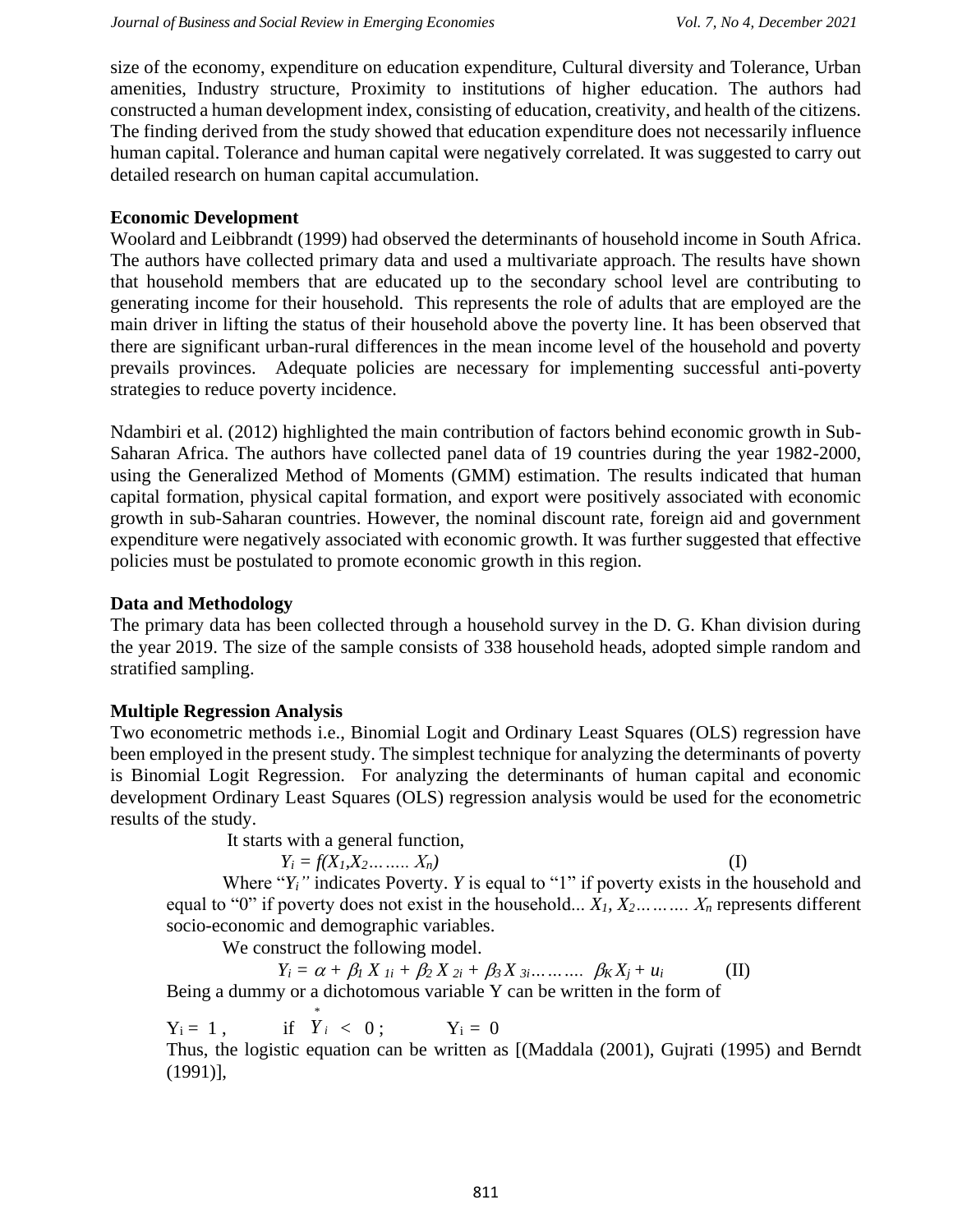size of the economy, expenditure on education expenditure, Cultural diversity and Tolerance, Urban amenities, Industry structure, Proximity to institutions of higher education. The authors had constructed a human development index, consisting of education, creativity, and health of the citizens. The finding derived from the study showed that education expenditure does not necessarily influence human capital. Tolerance and human capital were negatively correlated. It was suggested to carry out detailed research on human capital accumulation.

**Economic Development**

Woolard and Leibbrandt (1999) had observed the determinants of household income in South Africa. The authors have collected primary data and used a multivariate approach. The results have shown that household members that are educated up to the secondary school level are contributing to generating income for their household. This represents the role of adults that are employed are the main driver in lifting the status of their household above the poverty line. It has been observed that there are significant urban-rural differences in the mean income level of the household and poverty prevails provinces. Adequate policies are necessary for implementing successful anti-poverty strategies to reduce poverty incidence.

Ndambiri et al. (2012) highlighted the main contribution of factors behind economic growth in Sub-Saharan Africa. The authors have collected panel data of 19 countries during the year 1982-2000, using the Generalized Method of Moments (GMM) estimation. The results indicated that human capital formation, physical capital formation, and export were positively associated with economic growth in sub-Saharan countries. However, the nominal discount rate, foreign aid and government expenditure were negatively associated with economic growth. It was further suggested that effective policies must be postulated to promote economic growth in this region.

**Data and Methodology**

The primary data has been collected through a household survey in the D. G. Khan division during the year 2019. The size of the sample consists of 338 household heads, adopted simple random and stratified sampling.

**Multiple Regression Analysis**

Two econometric methods i.e., Binomial Logit and Ordinary Least Squares (OLS) regression have been employed in the present study. The simplest technique for analyzing the determinants of poverty is Binomial Logit Regression. For analyzing the determinants of human capital and economic development Ordinary Least Squares (OLS) regression analysis would be used for the econometric results of the study.

It starts with a general function,

$$Y_i = f(X_1, X_2 \ldots\ldots X_n) \qquad \text{(I)}$$

Where "$Y_i$" indicates Poverty. $Y$ is equal to "1" if poverty exists in the household and equal to "0" if poverty does not exist in the household... $X_1, X_2 \ldots\ldots\ldots X_n$ represents different socio-economic and demographic variables.

We construct the following model.

$$Y_i = \alpha + \beta_1 X_{1i} + \beta_2 X_{2i} + \beta_3 X_{3i} \ldots\ldots\ldots \beta_K X_j + u_i \qquad \text{(II)}$$

Being a dummy or a dichotomous variable Y can be written in the form of

$$Y_i = 1, \quad \text{if } \overset{*}{Y}_i < 0; \quad Y_i = 0$$

Thus, the logistic equation can be written as [(Maddala (2001), Gujrati (1995) and Berndt (1991)],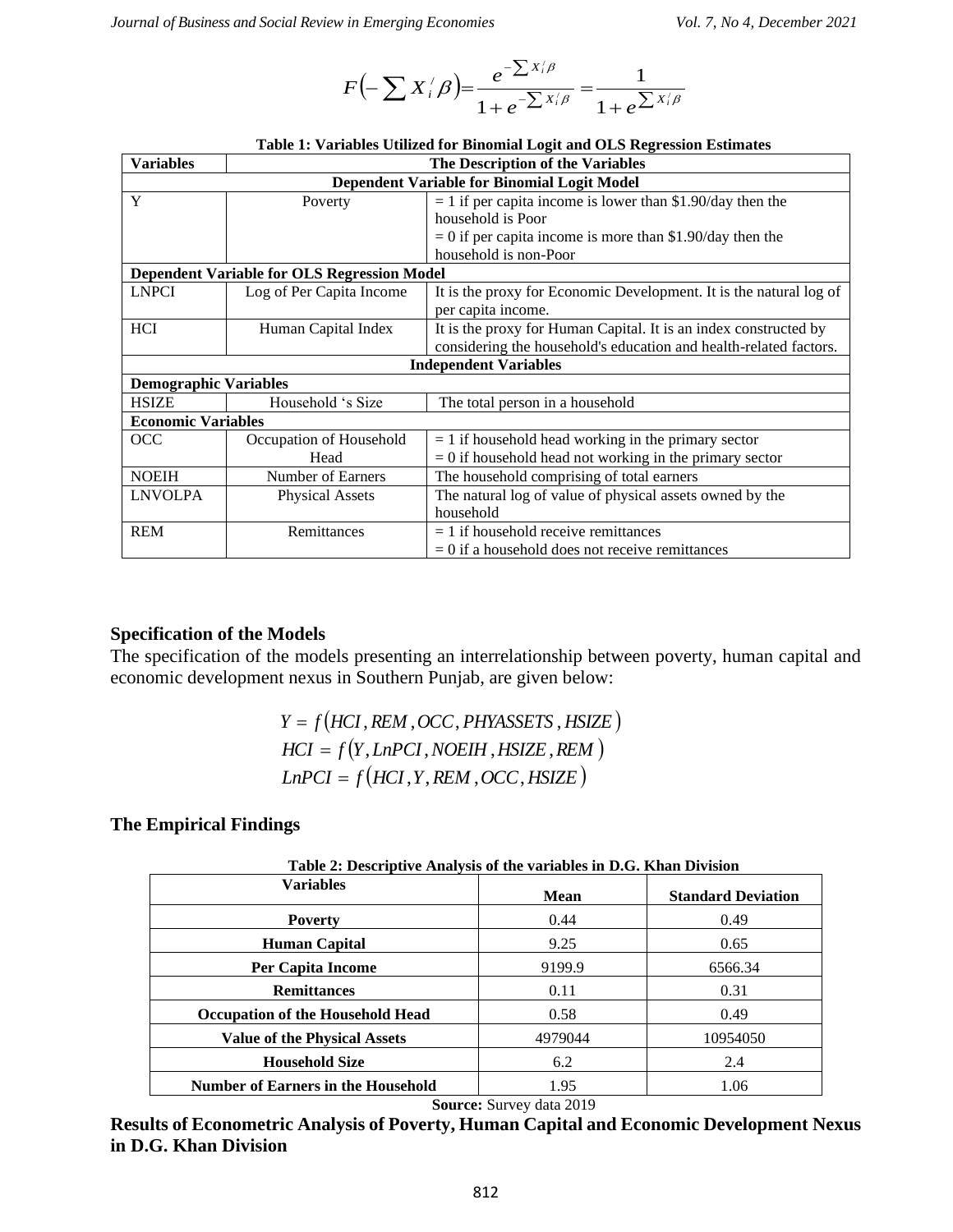$$F\left(-\sum X_i'\beta\right) = \frac{e^{-\sum X_i'\beta}}{1+e^{-\sum X_i'\beta}} = \frac{1}{1+e^{\sum X_i'\beta}}$$

**Table 1: Variables Utilized for Binomial Logit and OLS Regression Estimates**

| Variables | The Description of the Variables | |
|---|---|---|
| **Dependent Variable for Binomial Logit Model** | | |
| Y | Poverty | = 1 if per capita income is lower than \$1.90/day then the household is Poor<br>= 0 if per capita income is more than \$1.90/day then the household is non-Poor |
| **Dependent Variable for OLS Regression Model** | | |
| LNPCI | Log of Per Capita Income | It is the proxy for Economic Development. It is the natural log of per capita income. |
| HCI | Human Capital Index | It is the proxy for Human Capital. It is an index constructed by considering the household's education and health-related factors. |
| **Independent Variables** | | |
| **Demographic Variables** | | |
| HSIZE | Household 's Size | The total person in a household |
| **Economic Variables** | | |
| OCC | Occupation of Household Head | = 1 if household head working in the primary sector<br>= 0 if household head not working in the primary sector |
| NOEIH | Number of Earners | The household comprising of total earners |
| LNVOLPA | Physical Assets | The natural log of value of physical assets owned by the household |
| REM | Remittances | = 1 if household receive remittances<br>= 0 if a household does not receive remittances |

## Specification of the Models

The specification of the models presenting an interrelationship between poverty, human capital and economic development nexus in Southern Punjab, are given below:

$$Y = f\left(HCI, REM, OCC, PHYASSETS, HSIZE\right)$$
$$HCI = f\left(Y, LnPCI, NOEIH, HSIZE, REM\right)$$
$$LnPCI = f\left(HCI, Y, REM, OCC, HSIZE\right)$$

## The Empirical Findings

**Table 2: Descriptive Analysis of the variables in D.G. Khan Division**

| Variables | Mean | Standard Deviation |
|---|---|---|
| **Poverty** | 0.44 | 0.49 |
| **Human Capital** | 9.25 | 0.65 |
| **Per Capita Income** | 9199.9 | 6566.34 |
| **Remittances** | 0.11 | 0.31 |
| **Occupation of the Household Head** | 0.58 | 0.49 |
| **Value of the Physical Assets** | 4979044 | 10954050 |
| **Household Size** | 6.2 | 2.4 |
| **Number of Earners in the Household** | 1.95 | 1.06 |

**Source:** Survey data 2019

**Results of Econometric Analysis of Poverty, Human Capital and Economic Development Nexus in D.G. Khan Division**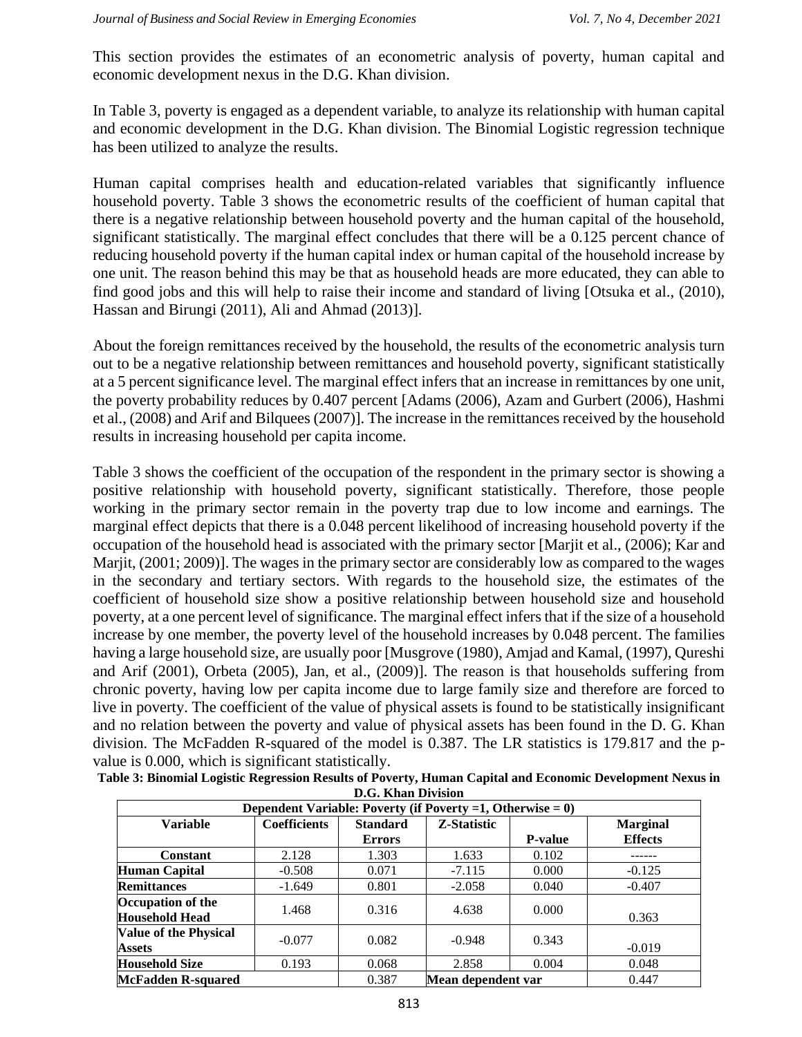This section provides the estimates of an econometric analysis of poverty, human capital and economic development nexus in the D.G. Khan division.

In Table 3, poverty is engaged as a dependent variable, to analyze its relationship with human capital and economic development in the D.G. Khan division. The Binomial Logistic regression technique has been utilized to analyze the results.

Human capital comprises health and education-related variables that significantly influence household poverty. Table 3 shows the econometric results of the coefficient of human capital that there is a negative relationship between household poverty and the human capital of the household, significant statistically. The marginal effect concludes that there will be a 0.125 percent chance of reducing household poverty if the human capital index or human capital of the household increase by one unit. The reason behind this may be that as household heads are more educated, they can able to find good jobs and this will help to raise their income and standard of living [Otsuka et al., (2010), Hassan and Birungi (2011), Ali and Ahmad (2013)].

About the foreign remittances received by the household, the results of the econometric analysis turn out to be a negative relationship between remittances and household poverty, significant statistically at a 5 percent significance level. The marginal effect infers that an increase in remittances by one unit, the poverty probability reduces by 0.407 percent [Adams (2006), Azam and Gurbert (2006), Hashmi et al., (2008) and Arif and Bilquees (2007)]. The increase in the remittances received by the household results in increasing household per capita income.

Table 3 shows the coefficient of the occupation of the respondent in the primary sector is showing a positive relationship with household poverty, significant statistically. Therefore, those people working in the primary sector remain in the poverty trap due to low income and earnings. The marginal effect depicts that there is a 0.048 percent likelihood of increasing household poverty if the occupation of the household head is associated with the primary sector [Marjit et al., (2006); Kar and Marjit, (2001; 2009)]. The wages in the primary sector are considerably low as compared to the wages in the secondary and tertiary sectors. With regards to the household size, the estimates of the coefficient of household size show a positive relationship between household size and household poverty, at a one percent level of significance. The marginal effect infers that if the size of a household increase by one member, the poverty level of the household increases by 0.048 percent. The families having a large household size, are usually poor [Musgrove (1980), Amjad and Kamal, (1997), Qureshi and Arif (2001), Orbeta (2005), Jan, et al., (2009)]. The reason is that households suffering from chronic poverty, having low per capita income due to large family size and therefore are forced to live in poverty. The coefficient of the value of physical assets is found to be statistically insignificant and no relation between the poverty and value of physical assets has been found in the D. G. Khan division. The McFadden R-squared of the model is 0.387. The LR statistics is 179.817 and the p-value is 0.000, which is significant statistically.

**Table 3: Binomial Logistic Regression Results of Poverty, Human Capital and Economic Development Nexus in D.G. Khan Division**

| Dependent Variable: Poverty (if Poverty =1, Otherwise = 0) | | | | | |
|---|---|---|---|---|---|
| **Variable** | **Coefficients** | **Standard Errors** | **Z-Statistic** | **P-value** | **Marginal Effects** |
| **Constant** | 2.128 | 1.303 | 1.633 | 0.102 | ------ |
| **Human Capital** | -0.508 | 0.071 | -7.115 | 0.000 | -0.125 |
| **Remittances** | -1.649 | 0.801 | -2.058 | 0.040 | -0.407 |
| **Occupation of the Household Head** | 1.468 | 0.316 | 4.638 | 0.000 | 0.363 |
| **Value of the Physical Assets** | -0.077 | 0.082 | -0.948 | 0.343 | -0.019 |
| **Household Size** | 0.193 | 0.068 | 2.858 | 0.004 | 0.048 |
| **McFadden R-squared** | | 0.387 | **Mean dependent var** | | 0.447 |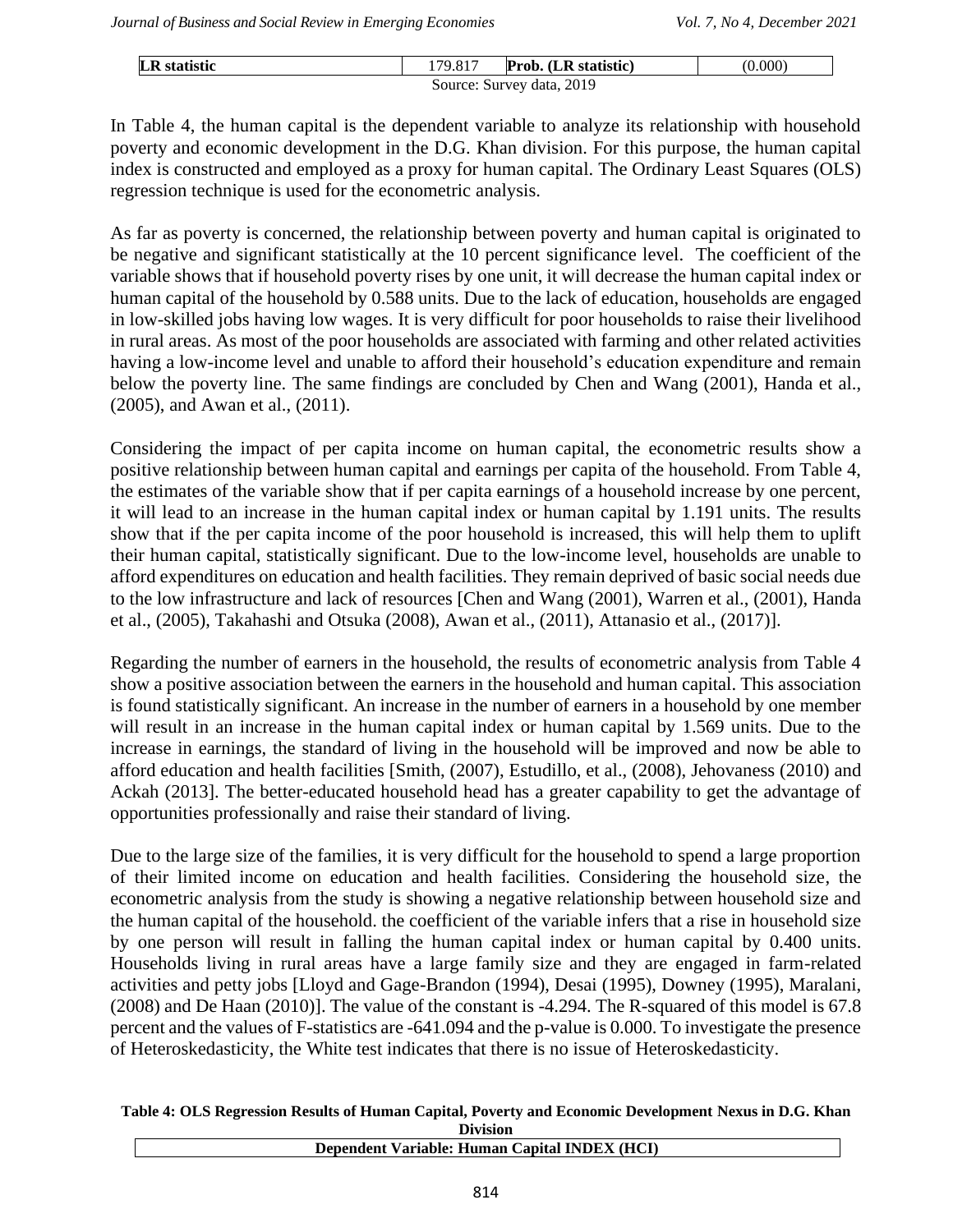| LR statistic | 179.817 | Prob. (LR statistic) | (0.000) |
|---|---|---|---|

Source: Survey data, 2019

In Table 4, the human capital is the dependent variable to analyze its relationship with household poverty and economic development in the D.G. Khan division. For this purpose, the human capital index is constructed and employed as a proxy for human capital. The Ordinary Least Squares (OLS) regression technique is used for the econometric analysis.

As far as poverty is concerned, the relationship between poverty and human capital is originated to be negative and significant statistically at the 10 percent significance level. The coefficient of the variable shows that if household poverty rises by one unit, it will decrease the human capital index or human capital of the household by 0.588 units. Due to the lack of education, households are engaged in low-skilled jobs having low wages. It is very difficult for poor households to raise their livelihood in rural areas. As most of the poor households are associated with farming and other related activities having a low-income level and unable to afford their household's education expenditure and remain below the poverty line. The same findings are concluded by Chen and Wang (2001), Handa et al., (2005), and Awan et al., (2011).

Considering the impact of per capita income on human capital, the econometric results show a positive relationship between human capital and earnings per capita of the household. From Table 4, the estimates of the variable show that if per capita earnings of a household increase by one percent, it will lead to an increase in the human capital index or human capital by 1.191 units. The results show that if the per capita income of the poor household is increased, this will help them to uplift their human capital, statistically significant. Due to the low-income level, households are unable to afford expenditures on education and health facilities. They remain deprived of basic social needs due to the low infrastructure and lack of resources [Chen and Wang (2001), Warren et al., (2001), Handa et al., (2005), Takahashi and Otsuka (2008), Awan et al., (2011), Attanasio et al., (2017)].

Regarding the number of earners in the household, the results of econometric analysis from Table 4 show a positive association between the earners in the household and human capital. This association is found statistically significant. An increase in the number of earners in a household by one member will result in an increase in the human capital index or human capital by 1.569 units. Due to the increase in earnings, the standard of living in the household will be improved and now be able to afford education and health facilities [Smith, (2007), Estudillo, et al., (2008), Jehovaness (2010) and Ackah (2013]. The better-educated household head has a greater capability to get the advantage of opportunities professionally and raise their standard of living.

Due to the large size of the families, it is very difficult for the household to spend a large proportion of their limited income on education and health facilities. Considering the household size, the econometric analysis from the study is showing a negative relationship between household size and the human capital of the household. the coefficient of the variable infers that a rise in household size by one person will result in falling the human capital index or human capital by 0.400 units. Households living in rural areas have a large family size and they are engaged in farm-related activities and petty jobs [Lloyd and Gage-Brandon (1994), Desai (1995), Downey (1995), Maralani, (2008) and De Haan (2010)]. The value of the constant is -4.294. The R-squared of this model is 67.8 percent and the values of F-statistics are -641.094 and the p-value is 0.000. To investigate the presence of Heteroskedasticity, the White test indicates that there is no issue of Heteroskedasticity.

**Table 4: OLS Regression Results of Human Capital, Poverty and Economic Development Nexus in D.G. Khan Division**

| Dependent Variable: Human Capital INDEX (HCI) |
|---|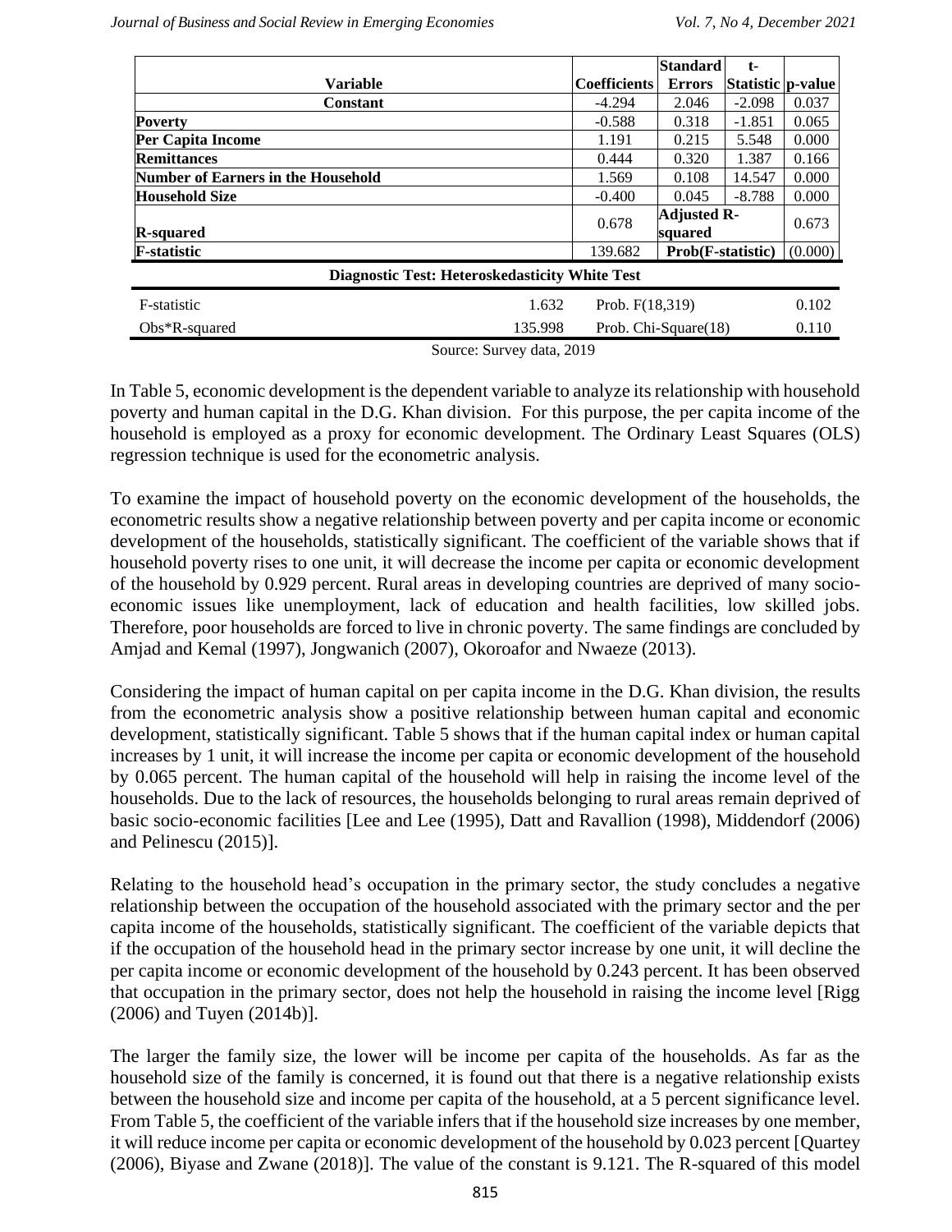| Variable | Coefficients | Standard Errors | t-Statistic | p-value |
|---|---|---|---|---|
| **Constant** | -4.294 | 2.046 | -2.098 | 0.037 |
| **Poverty** | -0.588 | 0.318 | -1.851 | 0.065 |
| **Per Capita Income** | 1.191 | 0.215 | 5.548 | 0.000 |
| **Remittances** | 0.444 | 0.320 | 1.387 | 0.166 |
| **Number of Earners in the Household** | 1.569 | 0.108 | 14.547 | 0.000 |
| **Household Size** | -0.400 | 0.045 | -8.788 | 0.000 |
| **R-squared** | 0.678 | **Adjusted R-squared** | | 0.673 |
| **F-statistic** | 139.682 | **Prob(F-statistic)** | | (0.000) |
| **Diagnostic Test: Heteroskedasticity White Test** | | | | |
| F-statistic | 1.632 | Prob. F(18,319) | | 0.102 |
| Obs*R-squared | 135.998 | Prob. Chi-Square(18) | | 0.110 |

Source: Survey data, 2019

In Table 5, economic development is the dependent variable to analyze its relationship with household poverty and human capital in the D.G. Khan division. For this purpose, the per capita income of the household is employed as a proxy for economic development. The Ordinary Least Squares (OLS) regression technique is used for the econometric analysis.

To examine the impact of household poverty on the economic development of the households, the econometric results show a negative relationship between poverty and per capita income or economic development of the households, statistically significant. The coefficient of the variable shows that if household poverty rises to one unit, it will decrease the income per capita or economic development of the household by 0.929 percent. Rural areas in developing countries are deprived of many socio-economic issues like unemployment, lack of education and health facilities, low skilled jobs. Therefore, poor households are forced to live in chronic poverty. The same findings are concluded by Amjad and Kemal (1997), Jongwanich (2007), Okoroafor and Nwaeze (2013).

Considering the impact of human capital on per capita income in the D.G. Khan division, the results from the econometric analysis show a positive relationship between human capital and economic development, statistically significant. Table 5 shows that if the human capital index or human capital increases by 1 unit, it will increase the income per capita or economic development of the household by 0.065 percent. The human capital of the household will help in raising the income level of the households. Due to the lack of resources, the households belonging to rural areas remain deprived of basic socio-economic facilities [Lee and Lee (1995), Datt and Ravallion (1998), Middendorf (2006) and Pelinescu (2015)].

Relating to the household head's occupation in the primary sector, the study concludes a negative relationship between the occupation of the household associated with the primary sector and the per capita income of the households, statistically significant. The coefficient of the variable depicts that if the occupation of the household head in the primary sector increase by one unit, it will decline the per capita income or economic development of the household by 0.243 percent. It has been observed that occupation in the primary sector, does not help the household in raising the income level [Rigg (2006) and Tuyen (2014b)].

The larger the family size, the lower will be income per capita of the households. As far as the household size of the family is concerned, it is found out that there is a negative relationship exists between the household size and income per capita of the household, at a 5 percent significance level. From Table 5, the coefficient of the variable infers that if the household size increases by one member, it will reduce income per capita or economic development of the household by 0.023 percent [Quartey (2006), Biyase and Zwane (2018)]. The value of the constant is 9.121. The R-squared of this model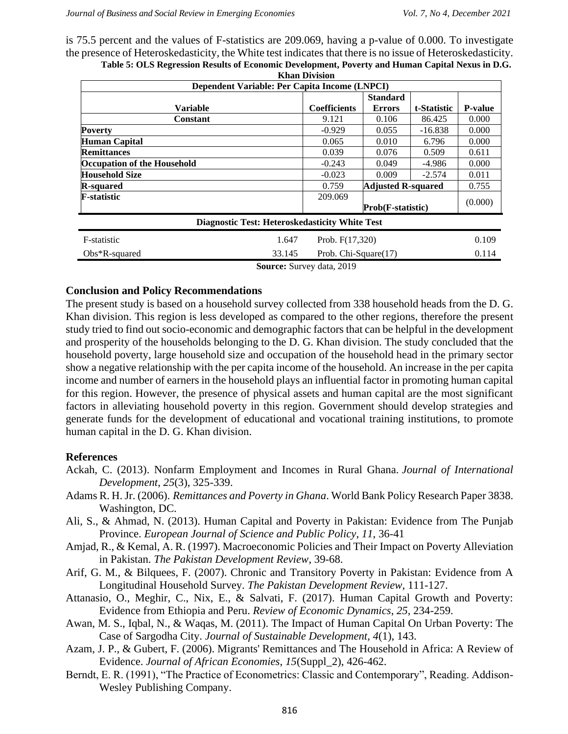is 75.5 percent and the values of F-statistics are 209.069, having a p-value of 0.000. To investigate the presence of Heteroskedasticity, the White test indicates that there is no issue of Heteroskedasticity.

**Table 5: OLS Regression Results of Economic Development, Poverty and Human Capital Nexus in D.G. Khan Division**

| Dependent Variable: Per Capita Income (LNPCI) | | | | |
|---|---|---|---|---|
| **Variable** | **Coefficients** | **Standard Errors** | **t-Statistic** | **P-value** |
| **Constant** | 9.121 | 0.106 | 86.425 | 0.000 |
| **Poverty** | -0.929 | 0.055 | -16.838 | 0.000 |
| **Human Capital** | 0.065 | 0.010 | 6.796 | 0.000 |
| **Remittances** | 0.039 | 0.076 | 0.509 | 0.611 |
| **Occupation of the Household** | -0.243 | 0.049 | -4.986 | 0.000 |
| **Household Size** | -0.023 | 0.009 | -2.574 | 0.011 |
| **R-squared** | 0.759 | **Adjusted R-squared** | | 0.755 |
| **F-statistic** | 209.069 | **Prob(F-statistic)** | | (0.000) |

**Diagnostic Test: Heteroskedasticity White Test**

| | | | |
|---|---|---|---|
| F-statistic | 1.647 | Prob. F(17,320) | 0.109 |
| Obs*R-squared | 33.145 | Prob. Chi-Square(17) | 0.114 |

**Source:** Survey data, 2019

## Conclusion and Policy Recommendations

The present study is based on a household survey collected from 338 household heads from the D. G. Khan division. This region is less developed as compared to the other regions, therefore the present study tried to find out socio-economic and demographic factors that can be helpful in the development and prosperity of the households belonging to the D. G. Khan division. The study concluded that the household poverty, large household size and occupation of the household head in the primary sector show a negative relationship with the per capita income of the household. An increase in the per capita income and number of earners in the household plays an influential factor in promoting human capital for this region. However, the presence of physical assets and human capital are the most significant factors in alleviating household poverty in this region. Government should develop strategies and generate funds for the development of educational and vocational training institutions, to promote human capital in the D. G. Khan division.

## References

Ackah, C. (2013). Nonfarm Employment and Incomes in Rural Ghana. *Journal of International Development*, *25*(3), 325-339.

Adams R. H. Jr. (2006). *Remittances and Poverty in Ghana*. World Bank Policy Research Paper 3838. Washington, DC.

Ali, S., & Ahmad, N. (2013). Human Capital and Poverty in Pakistan: Evidence from The Punjab Province. *European Journal of Science and Public Policy*, *11*, 36-41

Amjad, R., & Kemal, A. R. (1997). Macroeconomic Policies and Their Impact on Poverty Alleviation in Pakistan. *The Pakistan Development Review*, 39-68.

Arif, G. M., & Bilquees, F. (2007). Chronic and Transitory Poverty in Pakistan: Evidence from A Longitudinal Household Survey. *The Pakistan Development Review*, 111-127.

Attanasio, O., Meghir, C., Nix, E., & Salvati, F. (2017). Human Capital Growth and Poverty: Evidence from Ethiopia and Peru. *Review of Economic Dynamics*, *25*, 234-259.

Awan, M. S., Iqbal, N., & Waqas, M. (2011). The Impact of Human Capital On Urban Poverty: The Case of Sargodha City. *Journal of Sustainable Development*, *4*(1), 143.

Azam, J. P., & Gubert, F. (2006). Migrants' Remittances and The Household in Africa: A Review of Evidence. *Journal of African Economies*, *15*(Suppl_2), 426-462.

Berndt, E. R. (1991), "The Practice of Econometrics: Classic and Contemporary", Reading. Addison-Wesley Publishing Company.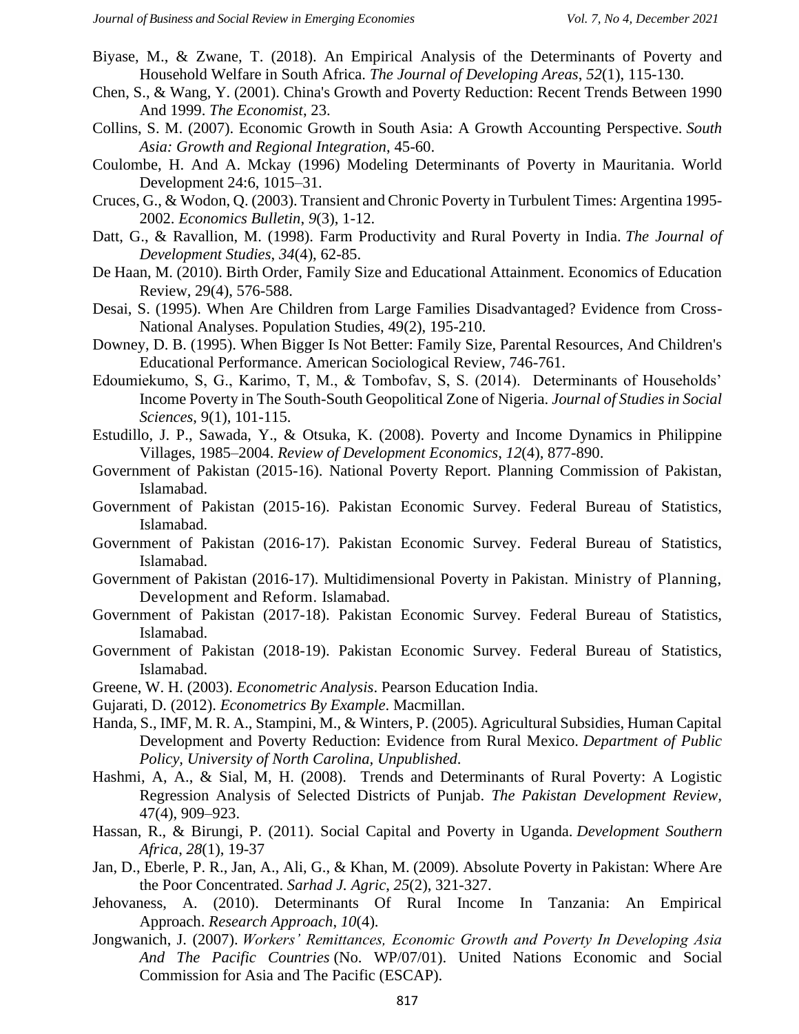Biyase, M., & Zwane, T. (2018). An Empirical Analysis of the Determinants of Poverty and Household Welfare in South Africa. *The Journal of Developing Areas*, *52*(1), 115-130.

Chen, S., & Wang, Y. (2001). China's Growth and Poverty Reduction: Recent Trends Between 1990 And 1999. *The Economist*, 23.

Collins, S. M. (2007). Economic Growth in South Asia: A Growth Accounting Perspective. *South Asia: Growth and Regional Integration*, 45-60.

Coulombe, H. And A. Mckay (1996) Modeling Determinants of Poverty in Mauritania. World Development 24:6, 1015–31.

Cruces, G., & Wodon, Q. (2003). Transient and Chronic Poverty in Turbulent Times: Argentina 1995-2002. *Economics Bulletin*, *9*(3), 1-12.

Datt, G., & Ravallion, M. (1998). Farm Productivity and Rural Poverty in India. *The Journal of Development Studies*, *34*(4), 62-85.

De Haan, M. (2010). Birth Order, Family Size and Educational Attainment. Economics of Education Review, 29(4), 576-588.

Desai, S. (1995). When Are Children from Large Families Disadvantaged? Evidence from Cross-National Analyses. Population Studies, 49(2), 195-210.

Downey, D. B. (1995). When Bigger Is Not Better: Family Size, Parental Resources, And Children's Educational Performance. American Sociological Review, 746-761.

Edoumiekumo, S, G., Karimo, T, M., & Tombofav, S, S. (2014). Determinants of Households' Income Poverty in The South-South Geopolitical Zone of Nigeria. *Journal of Studies in Social Sciences*, 9(1), 101-115.

Estudillo, J. P., Sawada, Y., & Otsuka, K. (2008). Poverty and Income Dynamics in Philippine Villages, 1985–2004. *Review of Development Economics*, *12*(4), 877-890.

Government of Pakistan (2015-16). National Poverty Report. Planning Commission of Pakistan, Islamabad.

Government of Pakistan (2015-16). Pakistan Economic Survey. Federal Bureau of Statistics, Islamabad.

Government of Pakistan (2016-17). Pakistan Economic Survey. Federal Bureau of Statistics, Islamabad.

Government of Pakistan (2016-17). Multidimensional Poverty in Pakistan. Ministry of Planning, Development and Reform. Islamabad.

Government of Pakistan (2017-18). Pakistan Economic Survey. Federal Bureau of Statistics, Islamabad.

Government of Pakistan (2018-19). Pakistan Economic Survey. Federal Bureau of Statistics, Islamabad.

Greene, W. H. (2003). *Econometric Analysis*. Pearson Education India.

Gujarati, D. (2012). *Econometrics By Example*. Macmillan.

Handa, S., IMF, M. R. A., Stampini, M., & Winters, P. (2005). Agricultural Subsidies, Human Capital Development and Poverty Reduction: Evidence from Rural Mexico. *Department of Public Policy, University of North Carolina, Unpublished*.

Hashmi, A, A., & Sial, M, H. (2008). Trends and Determinants of Rural Poverty: A Logistic Regression Analysis of Selected Districts of Punjab. *The Pakistan Development Review*, 47(4), 909–923.

Hassan, R., & Birungi, P. (2011). Social Capital and Poverty in Uganda. *Development Southern Africa*, *28*(1), 19-37

Jan, D., Eberle, P. R., Jan, A., Ali, G., & Khan, M. (2009). Absolute Poverty in Pakistan: Where Are the Poor Concentrated. *Sarhad J. Agric*, *25*(2), 321-327.

Jehovaness, A. (2010). Determinants Of Rural Income In Tanzania: An Empirical Approach. *Research Approach*, *10*(4).

Jongwanich, J. (2007). *Workers' Remittances, Economic Growth and Poverty In Developing Asia And The Pacific Countries* (No. WP/07/01). United Nations Economic and Social Commission for Asia and The Pacific (ESCAP).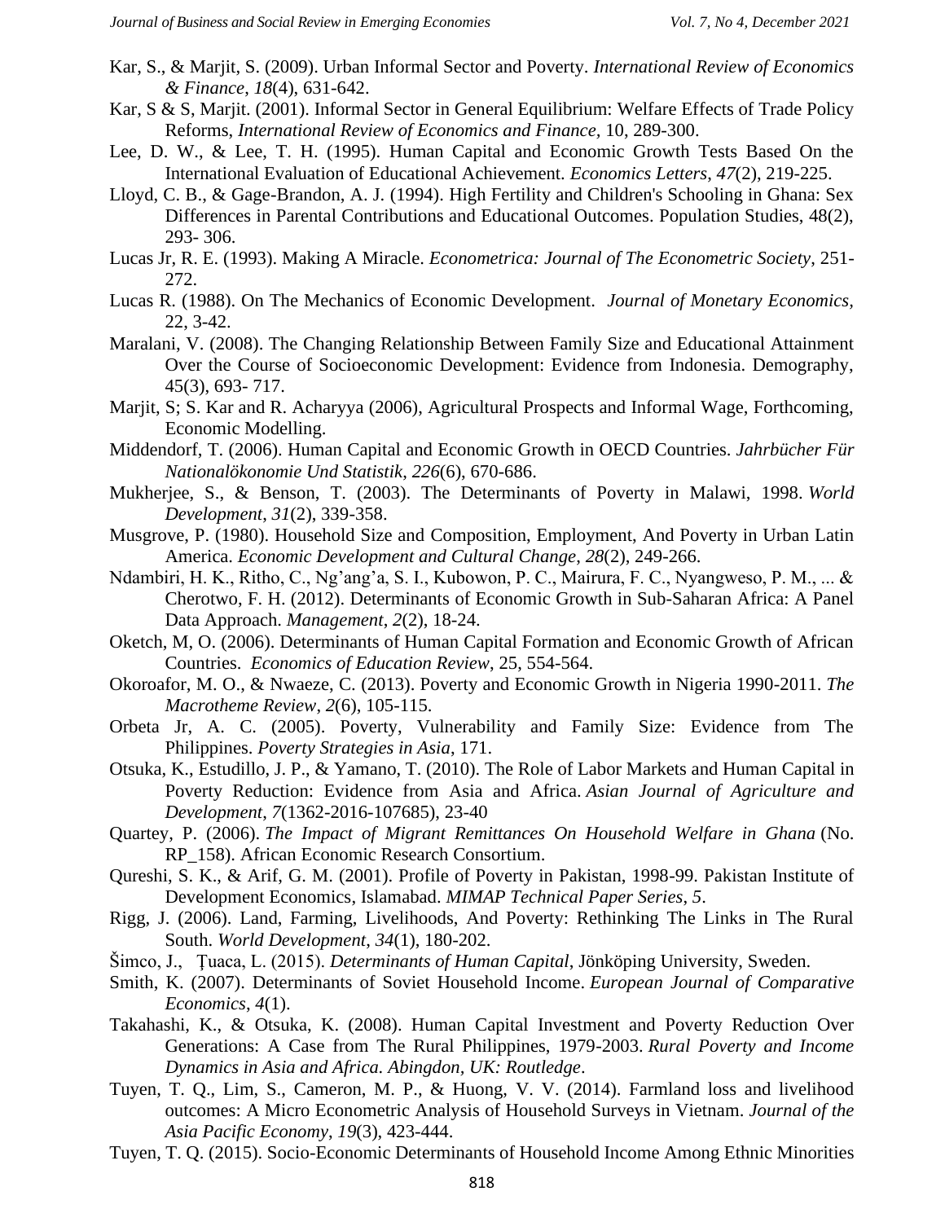Kar, S., & Marjit, S. (2009). Urban Informal Sector and Poverty. *International Review of Economics & Finance*, *18*(4), 631-642.

Kar, S & S, Marjit. (2001). Informal Sector in General Equilibrium: Welfare Effects of Trade Policy Reforms, *International Review of Economics and Finance*, 10, 289-300.

Lee, D. W., & Lee, T. H. (1995). Human Capital and Economic Growth Tests Based On the International Evaluation of Educational Achievement. *Economics Letters*, *47*(2), 219-225.

Lloyd, C. B., & Gage-Brandon, A. J. (1994). High Fertility and Children's Schooling in Ghana: Sex Differences in Parental Contributions and Educational Outcomes. Population Studies, 48(2), 293- 306.

Lucas Jr, R. E. (1993). Making A Miracle. *Econometrica: Journal of The Econometric Society*, 251-272.

Lucas R. (1988). On The Mechanics of Economic Development. *Journal of Monetary Economics*, 22, 3-42.

Maralani, V. (2008). The Changing Relationship Between Family Size and Educational Attainment Over the Course of Socioeconomic Development: Evidence from Indonesia. Demography, 45(3), 693- 717.

Marjit, S; S. Kar and R. Acharyya (2006), Agricultural Prospects and Informal Wage, Forthcoming, Economic Modelling.

Middendorf, T. (2006). Human Capital and Economic Growth in OECD Countries. *Jahrbücher Für Nationalökonomie Und Statistik*, *226*(6), 670-686.

Mukherjee, S., & Benson, T. (2003). The Determinants of Poverty in Malawi, 1998. *World Development*, *31*(2), 339-358.

Musgrove, P. (1980). Household Size and Composition, Employment, And Poverty in Urban Latin America. *Economic Development and Cultural Change*, *28*(2), 249-266.

Ndambiri, H. K., Ritho, C., Ng'ang'a, S. I., Kubowon, P. C., Mairura, F. C., Nyangweso, P. M., ... & Cherotwo, F. H. (2012). Determinants of Economic Growth in Sub-Saharan Africa: A Panel Data Approach. *Management*, *2*(2), 18-24.

Oketch, M, O. (2006). Determinants of Human Capital Formation and Economic Growth of African Countries. *Economics of Education Review*, 25, 554-564.

Okoroafor, M. O., & Nwaeze, C. (2013). Poverty and Economic Growth in Nigeria 1990-2011. *The Macrotheme Review*, *2*(6), 105-115.

Orbeta Jr, A. C. (2005). Poverty, Vulnerability and Family Size: Evidence from The Philippines. *Poverty Strategies in Asia*, 171.

Otsuka, K., Estudillo, J. P., & Yamano, T. (2010). The Role of Labor Markets and Human Capital in Poverty Reduction: Evidence from Asia and Africa. *Asian Journal of Agriculture and Development*, *7*(1362-2016-107685), 23-40

Quartey, P. (2006). *The Impact of Migrant Remittances On Household Welfare in Ghana* (No. RP_158). African Economic Research Consortium.

Qureshi, S. K., & Arif, G. M. (2001). Profile of Poverty in Pakistan, 1998-99. Pakistan Institute of Development Economics, Islamabad. *MIMAP Technical Paper Series*, *5*.

Rigg, J. (2006). Land, Farming, Livelihoods, And Poverty: Rethinking The Links in The Rural South. *World Development*, *34*(1), 180-202.

Šimco, J., Țuaca, L. (2015). *Determinants of Human Capital*, Jönköping University, Sweden.

Smith, K. (2007). Determinants of Soviet Household Income. *European Journal of Comparative Economics*, *4*(1).

Takahashi, K., & Otsuka, K. (2008). Human Capital Investment and Poverty Reduction Over Generations: A Case from The Rural Philippines, 1979-2003. *Rural Poverty and Income Dynamics in Asia and Africa. Abingdon, UK: Routledge*.

Tuyen, T. Q., Lim, S., Cameron, M. P., & Huong, V. V. (2014). Farmland loss and livelihood outcomes: A Micro Econometric Analysis of Household Surveys in Vietnam. *Journal of the Asia Pacific Economy*, *19*(3), 423-444.

Tuyen, T. Q. (2015). Socio-Economic Determinants of Household Income Among Ethnic Minorities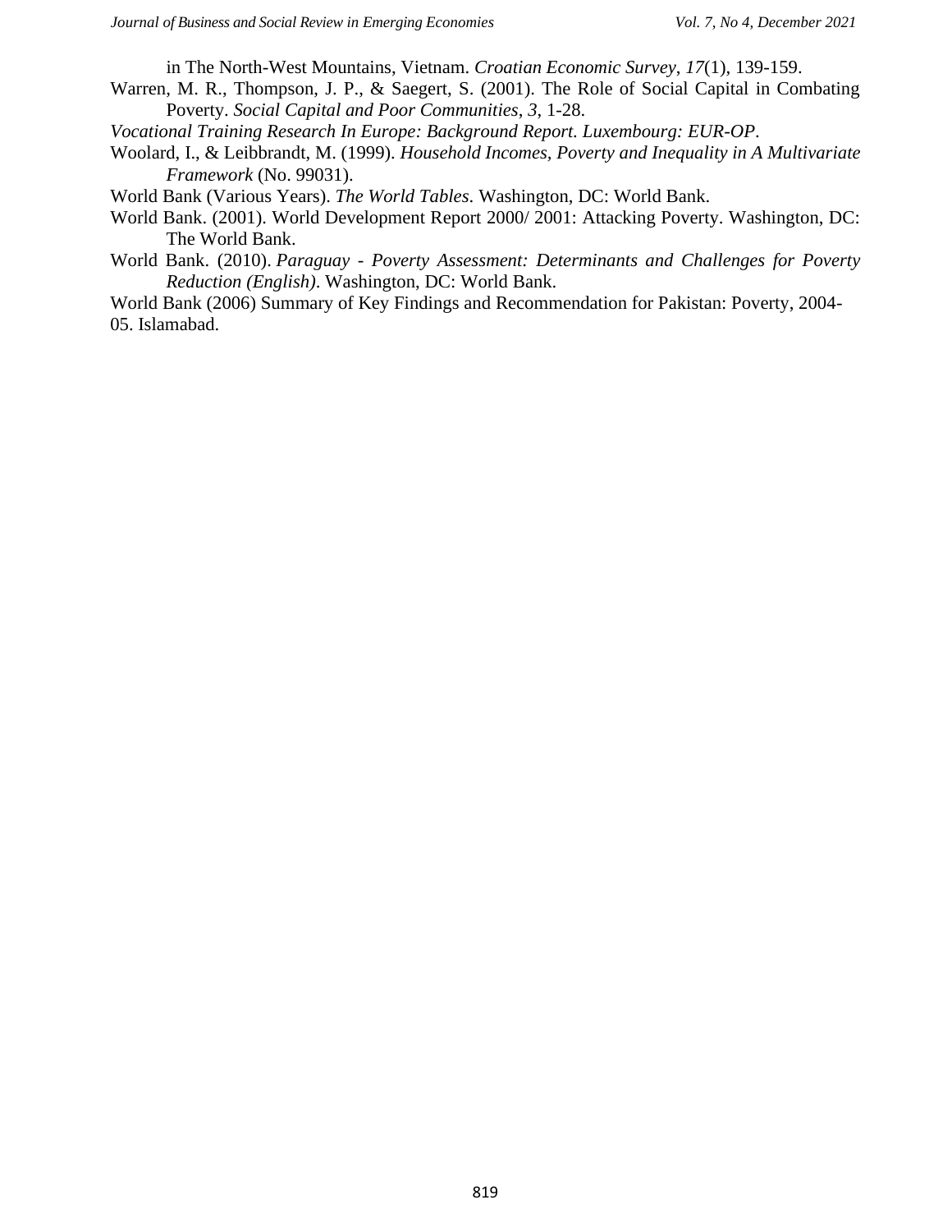in The North-West Mountains, Vietnam. *Croatian Economic Survey*, *17*(1), 139-159.

Warren, M. R., Thompson, J. P., & Saegert, S. (2001). The Role of Social Capital in Combating Poverty. *Social Capital and Poor Communities*, *3*, 1-28.

*Vocational Training Research In Europe: Background Report. Luxembourg: EUR-OP*.

Woolard, I., & Leibbrandt, M. (1999). *Household Incomes, Poverty and Inequality in A Multivariate Framework* (No. 99031).

World Bank (Various Years). *The World Tables*. Washington, DC: World Bank.

World Bank. (2001). World Development Report 2000/ 2001: Attacking Poverty. Washington, DC: The World Bank.

World Bank. (2010). *Paraguay - Poverty Assessment: Determinants and Challenges for Poverty Reduction (English)*. Washington, DC: World Bank.

World Bank (2006) Summary of Key Findings and Recommendation for Pakistan: Poverty, 2004-05. Islamabad.